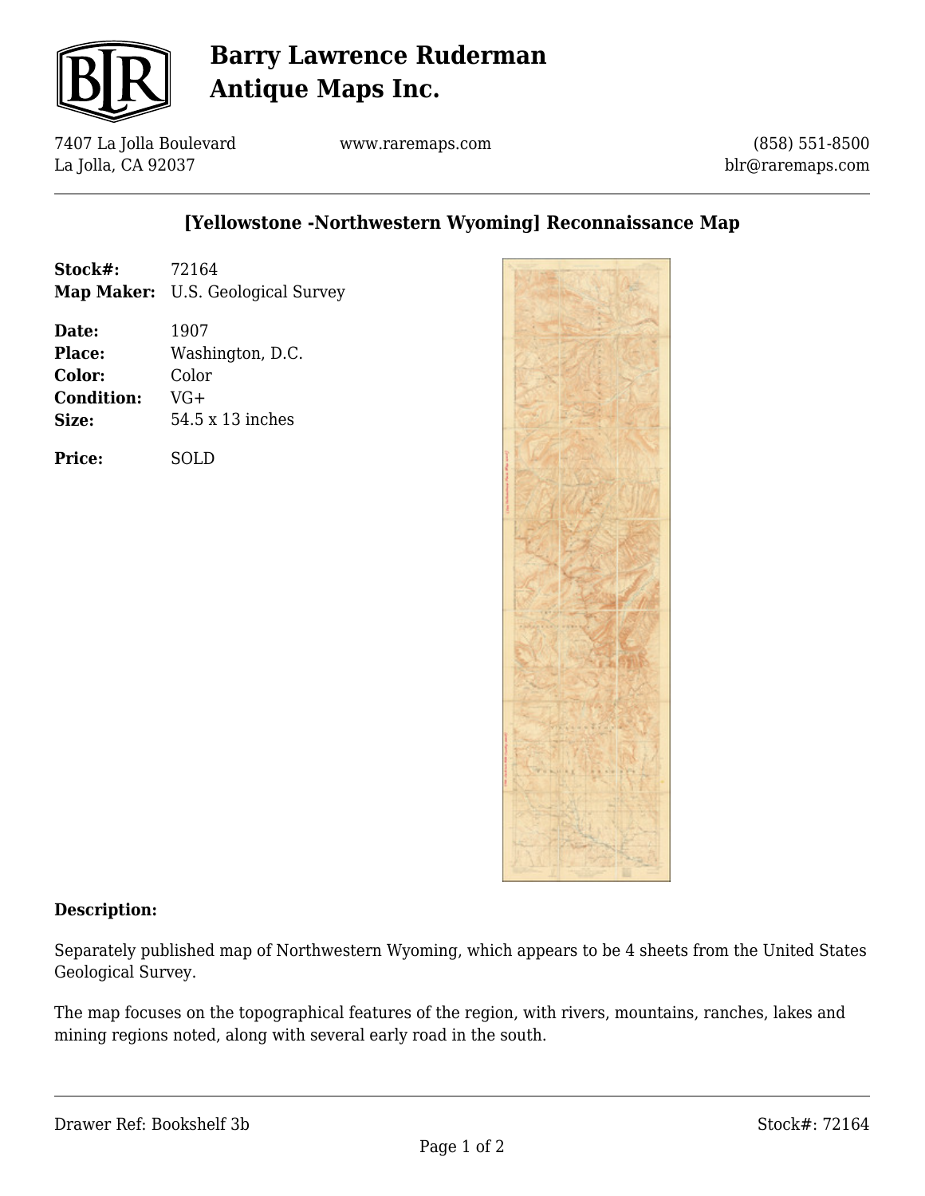# Barry Lawrence Ruderman Antique Maps Inc.

7407 La Jolla Boulevard
La Jolla, CA 92037

www.raremaps.com

(858) 551-8500
blr@raremaps.com

## [Yellowstone -Northwestern Wyoming] Reconnaissance Map

**Stock#:** 72164
**Map Maker:** U.S. Geological Survey

**Date:** 1907
**Place:** Washington, D.C.
**Color:** Color
**Condition:** VG+
**Size:** 54.5 x 13 inches

**Price:** SOLD

### Description:

Separately published map of Northwestern Wyoming, which appears to be 4 sheets from the United States Geological Survey.

The map focuses on the topographical features of the region, with rivers, mountains, ranches, lakes and mining regions noted, along with several early road in the south.

Drawer Ref: Bookshelf 3b

Stock#: 72164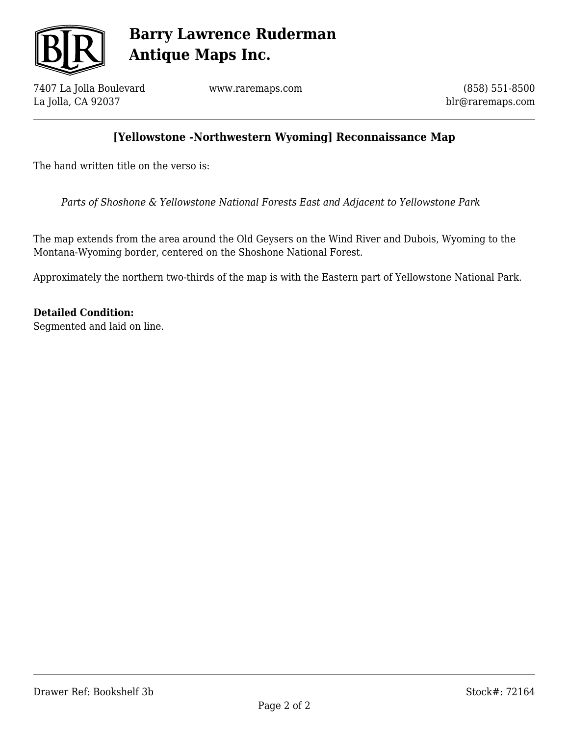## [Yellowstone -Northwestern Wyoming] Reconnaissance Map

The hand written title on the verso is:

> *Parts of Shoshone & Yellowstone National Forests East and Adjacent to Yellowstone Park*

The map extends from the area around the Old Geysers on the Wind River and Dubois, Wyoming to the Montana-Wyoming border, centered on the Shoshone National Forest.

Approximately the northern two-thirds of the map is with the Eastern part of Yellowstone National Park.

**Detailed Condition:**
Segmented and laid on line.